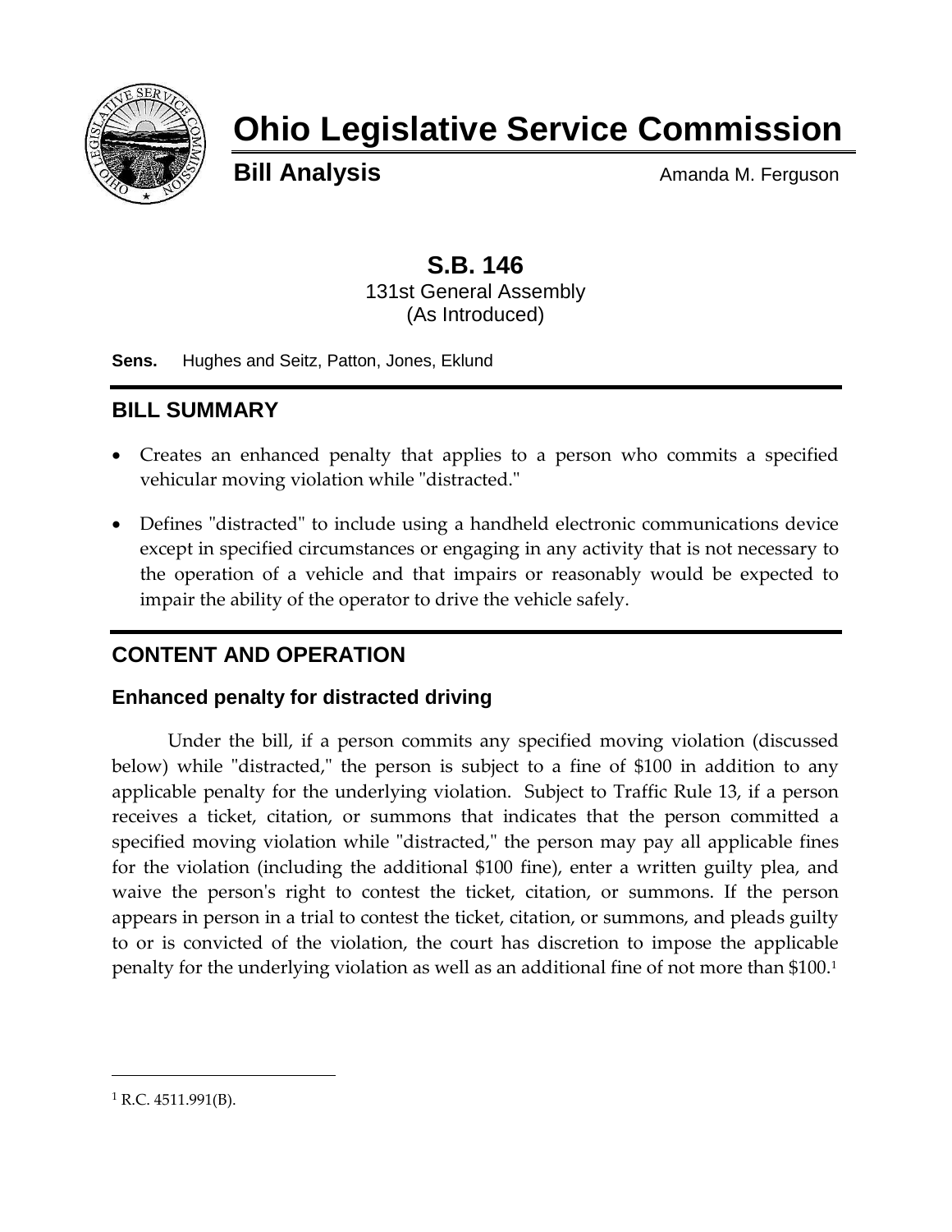# Ohio Legislative Service Commission

**Bill Analysis** Amanda M. Ferguson

## S.B. 146

131st General Assembly
(As Introduced)

**Sens.** Hughes and Seitz, Patton, Jones, Eklund

## BILL SUMMARY

- Creates an enhanced penalty that applies to a person who commits a specified vehicular moving violation while "distracted."
- Defines "distracted" to include using a handheld electronic communications device except in specified circumstances or engaging in any activity that is not necessary to the operation of a vehicle and that impairs or reasonably would be expected to impair the ability of the operator to drive the vehicle safely.

## CONTENT AND OPERATION

### Enhanced penalty for distracted driving

Under the bill, if a person commits any specified moving violation (discussed below) while "distracted," the person is subject to a fine of $100 in addition to any applicable penalty for the underlying violation. Subject to Traffic Rule 13, if a person receives a ticket, citation, or summons that indicates that the person committed a specified moving violation while "distracted," the person may pay all applicable fines for the violation (including the additional $100 fine), enter a written guilty plea, and waive the person's right to contest the ticket, citation, or summons. If the person appears in person in a trial to contest the ticket, citation, or summons, and pleads guilty to or is convicted of the violation, the court has discretion to impose the applicable penalty for the underlying violation as well as an additional fine of not more than $100.[1]

---

[1] R.C. 4511.991(B).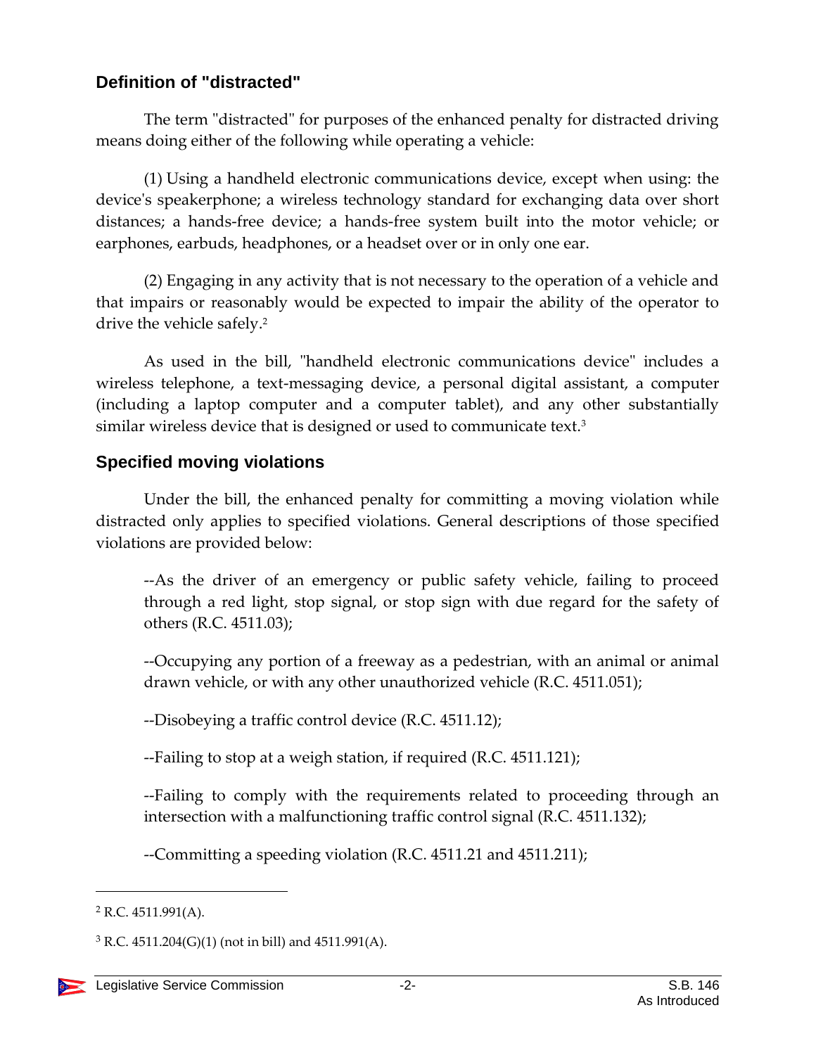## Definition of "distracted"

The term "distracted" for purposes of the enhanced penalty for distracted driving means doing either of the following while operating a vehicle:

(1) Using a handheld electronic communications device, except when using: the device's speakerphone; a wireless technology standard for exchanging data over short distances; a hands-free device; a hands-free system built into the motor vehicle; or earphones, earbuds, headphones, or a headset over or in only one ear.

(2) Engaging in any activity that is not necessary to the operation of a vehicle and that impairs or reasonably would be expected to impair the ability of the operator to drive the vehicle safely.[2]

As used in the bill, "handheld electronic communications device" includes a wireless telephone, a text-messaging device, a personal digital assistant, a computer (including a laptop computer and a computer tablet), and any other substantially similar wireless device that is designed or used to communicate text.[3]

## Specified moving violations

Under the bill, the enhanced penalty for committing a moving violation while distracted only applies to specified violations. General descriptions of those specified violations are provided below:

> --As the driver of an emergency or public safety vehicle, failing to proceed through a red light, stop signal, or stop sign with due regard for the safety of others (R.C. 4511.03);
>
> --Occupying any portion of a freeway as a pedestrian, with an animal or animal drawn vehicle, or with any other unauthorized vehicle (R.C. 4511.051);
>
> --Disobeying a traffic control device (R.C. 4511.12);
>
> --Failing to stop at a weigh station, if required (R.C. 4511.121);
>
> --Failing to comply with the requirements related to proceeding through an intersection with a malfunctioning traffic control signal (R.C. 4511.132);
>
> --Committing a speeding violation (R.C. 4511.21 and 4511.211);

---

[2] R.C. 4511.991(A).

[3] R.C. 4511.204(G)(1) (not in bill) and 4511.991(A).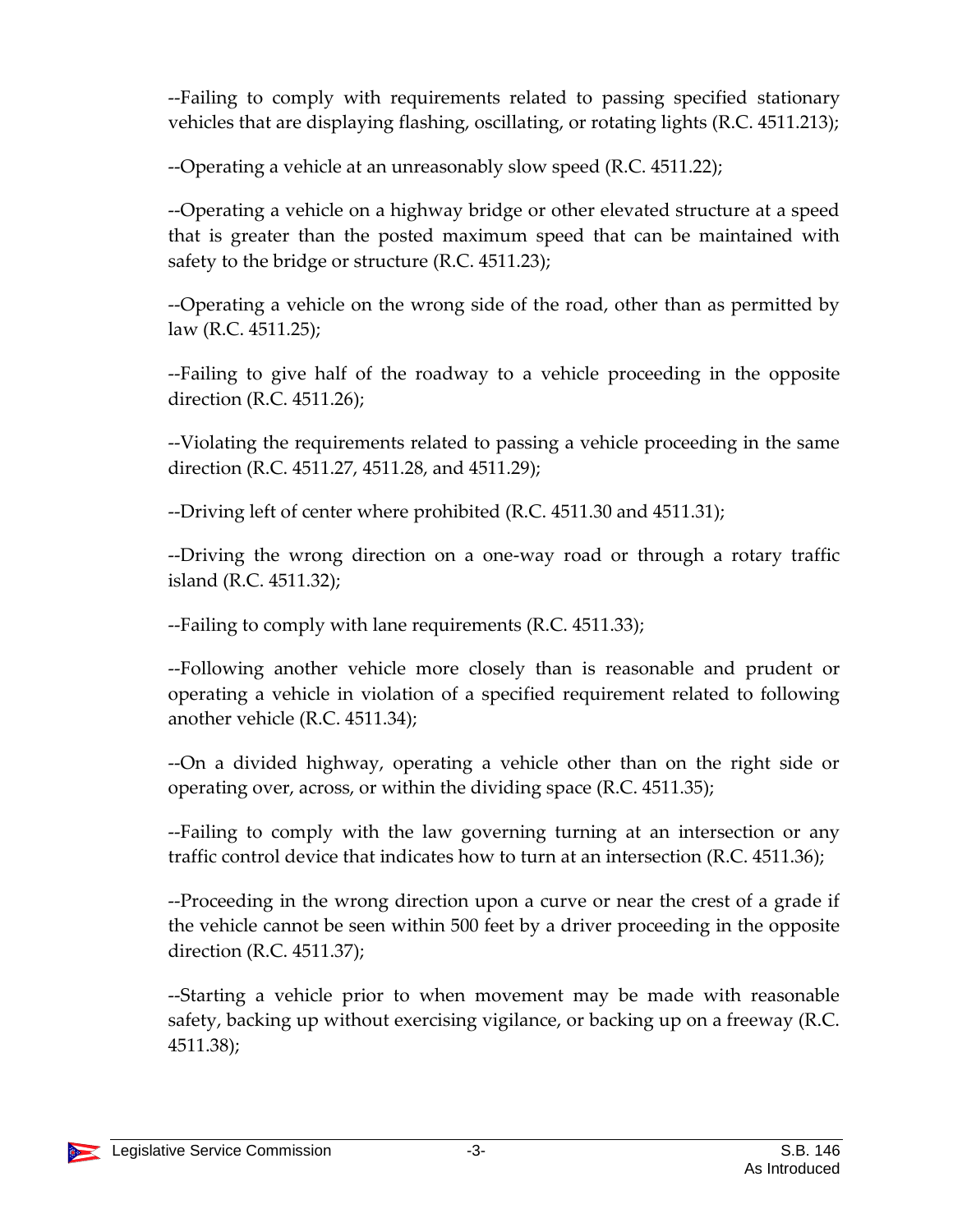--Failing to comply with requirements related to passing specified stationary vehicles that are displaying flashing, oscillating, or rotating lights (R.C. 4511.213);

--Operating a vehicle at an unreasonably slow speed (R.C. 4511.22);

--Operating a vehicle on a highway bridge or other elevated structure at a speed that is greater than the posted maximum speed that can be maintained with safety to the bridge or structure (R.C. 4511.23);

--Operating a vehicle on the wrong side of the road, other than as permitted by law (R.C. 4511.25);

--Failing to give half of the roadway to a vehicle proceeding in the opposite direction (R.C. 4511.26);

--Violating the requirements related to passing a vehicle proceeding in the same direction (R.C. 4511.27, 4511.28, and 4511.29);

--Driving left of center where prohibited (R.C. 4511.30 and 4511.31);

--Driving the wrong direction on a one-way road or through a rotary traffic island (R.C. 4511.32);

--Failing to comply with lane requirements (R.C. 4511.33);

--Following another vehicle more closely than is reasonable and prudent or operating a vehicle in violation of a specified requirement related to following another vehicle (R.C. 4511.34);

--On a divided highway, operating a vehicle other than on the right side or operating over, across, or within the dividing space (R.C. 4511.35);

--Failing to comply with the law governing turning at an intersection or any traffic control device that indicates how to turn at an intersection (R.C. 4511.36);

--Proceeding in the wrong direction upon a curve or near the crest of a grade if the vehicle cannot be seen within 500 feet by a driver proceeding in the opposite direction (R.C. 4511.37);

--Starting a vehicle prior to when movement may be made with reasonable safety, backing up without exercising vigilance, or backing up on a freeway (R.C. 4511.38);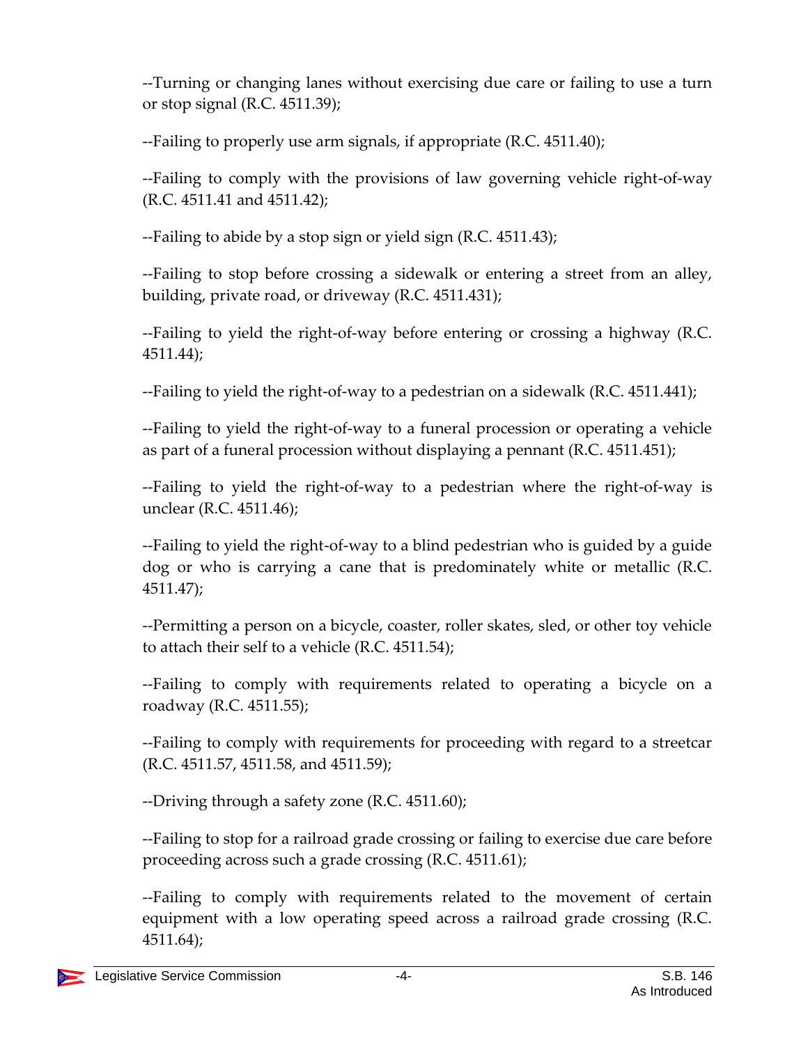--Turning or changing lanes without exercising due care or failing to use a turn or stop signal (R.C. 4511.39);

--Failing to properly use arm signals, if appropriate (R.C. 4511.40);

--Failing to comply with the provisions of law governing vehicle right-of-way (R.C. 4511.41 and 4511.42);

--Failing to abide by a stop sign or yield sign (R.C. 4511.43);

--Failing to stop before crossing a sidewalk or entering a street from an alley, building, private road, or driveway (R.C. 4511.431);

--Failing to yield the right-of-way before entering or crossing a highway (R.C. 4511.44);

--Failing to yield the right-of-way to a pedestrian on a sidewalk (R.C. 4511.441);

--Failing to yield the right-of-way to a funeral procession or operating a vehicle as part of a funeral procession without displaying a pennant (R.C. 4511.451);

--Failing to yield the right-of-way to a pedestrian where the right-of-way is unclear (R.C. 4511.46);

--Failing to yield the right-of-way to a blind pedestrian who is guided by a guide dog or who is carrying a cane that is predominately white or metallic (R.C. 4511.47);

--Permitting a person on a bicycle, coaster, roller skates, sled, or other toy vehicle to attach their self to a vehicle (R.C. 4511.54);

--Failing to comply with requirements related to operating a bicycle on a roadway (R.C. 4511.55);

--Failing to comply with requirements for proceeding with regard to a streetcar (R.C. 4511.57, 4511.58, and 4511.59);

--Driving through a safety zone (R.C. 4511.60);

--Failing to stop for a railroad grade crossing or failing to exercise due care before proceeding across such a grade crossing (R.C. 4511.61);

--Failing to comply with requirements related to the movement of certain equipment with a low operating speed across a railroad grade crossing (R.C. 4511.64);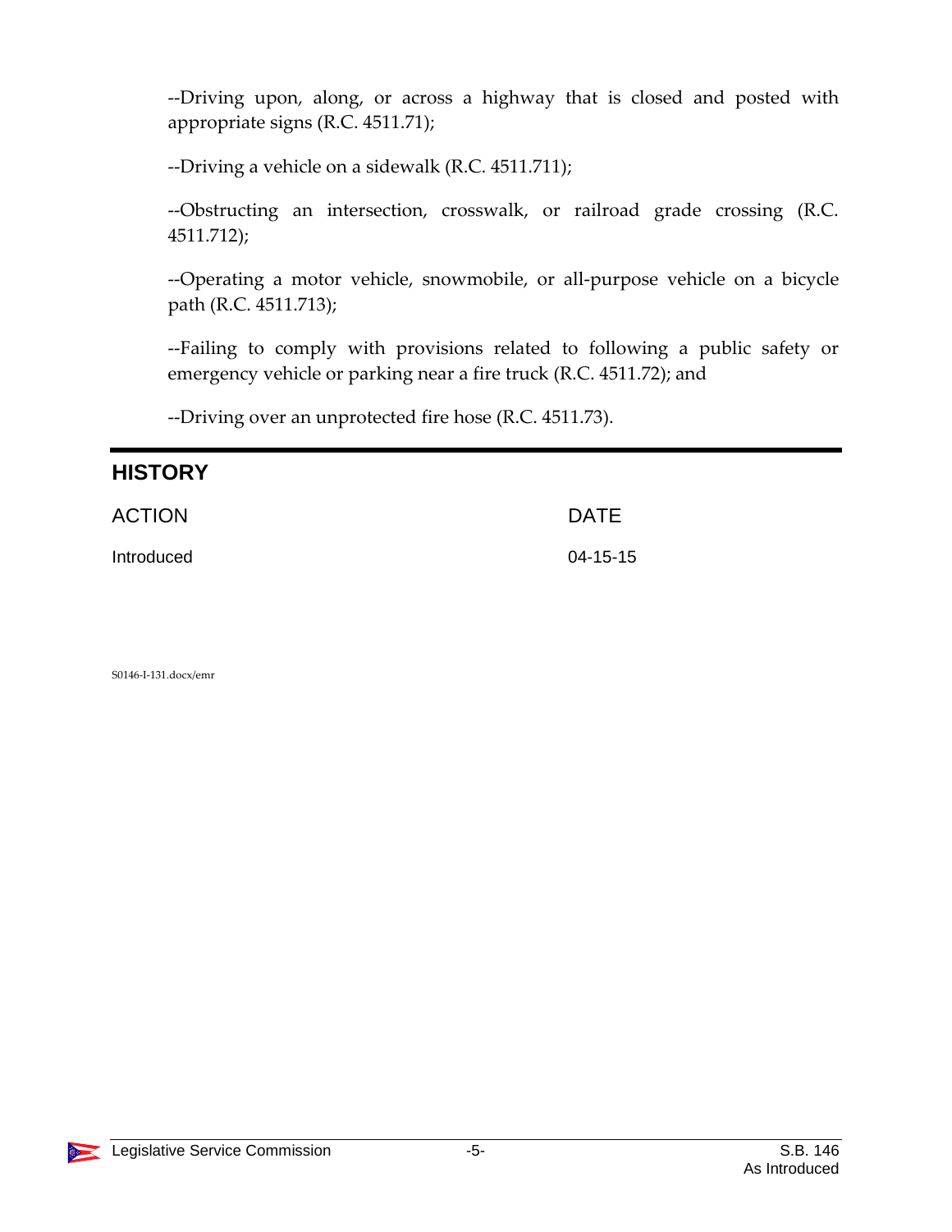--Driving upon, along, or across a highway that is closed and posted with appropriate signs (R.C. 4511.71);

--Driving a vehicle on a sidewalk (R.C. 4511.711);

--Obstructing an intersection, crosswalk, or railroad grade crossing (R.C. 4511.712);

--Operating a motor vehicle, snowmobile, or all-purpose vehicle on a bicycle path (R.C. 4511.713);

--Failing to comply with provisions related to following a public safety or emergency vehicle or parking near a fire truck (R.C. 4511.72); and

--Driving over an unprotected fire hose (R.C. 4511.73).

## HISTORY

| ACTION | DATE |
|---|---|
| Introduced | 04-15-15 |

S0146-I-131.docx/emr